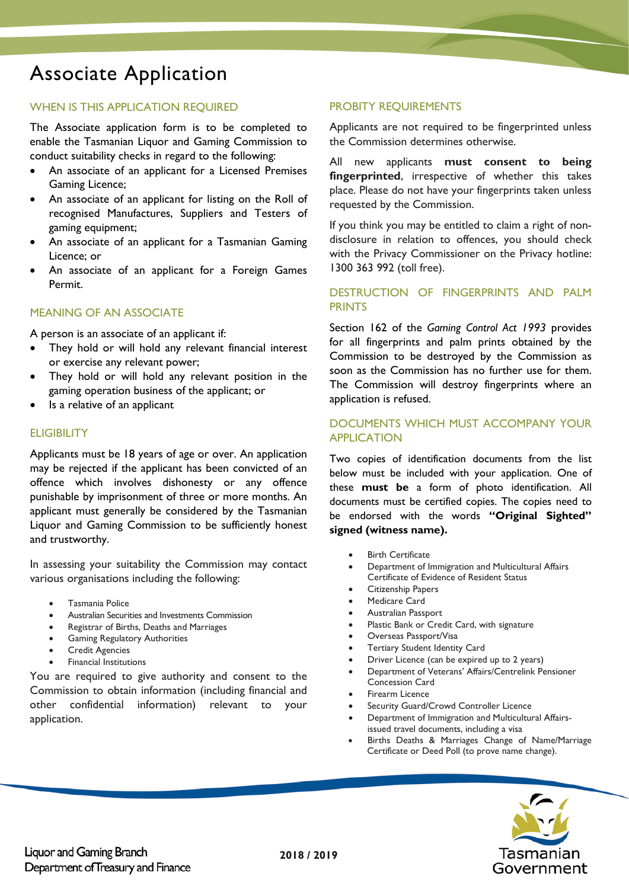# Associate Application

## WHEN IS THIS APPLICATION REQUIRED

The Associate application form is to be completed to enable the Tasmanian Liquor and Gaming Commission to conduct suitability checks in regard to the following:

- An associate of an applicant for a Licensed Premises Gaming Licence;
- An associate of an applicant for listing on the Roll of recognised Manufactures, Suppliers and Testers of gaming equipment;
- An associate of an applicant for a Tasmanian Gaming Licence; or
- An associate of an applicant for a Foreign Games Permit.

## MEANING OF AN ASSOCIATE

A person is an associate of an applicant if:

- They hold or will hold any relevant financial interest or exercise any relevant power;
- They hold or will hold any relevant position in the gaming operation business of the applicant; or
- Is a relative of an applicant

## ELIGIBILITY

Applicants must be 18 years of age or over. An application may be rejected if the applicant has been convicted of an offence which involves dishonesty or any offence punishable by imprisonment of three or more months. An applicant must generally be considered by the Tasmanian Liquor and Gaming Commission to be sufficiently honest and trustworthy.

In assessing your suitability the Commission may contact various organisations including the following:

- Tasmania Police
- Australian Securities and Investments Commission
- Registrar of Births, Deaths and Marriages
- Gaming Regulatory Authorities
- Credit Agencies
- Financial Institutions

You are required to give authority and consent to the Commission to obtain information (including financial and other confidential information) relevant to your application.

## PROBITY REQUIREMENTS

Applicants are not required to be fingerprinted unless the Commission determines otherwise.

All new applicants **must consent to being fingerprinted**, irrespective of whether this takes place. Please do not have your fingerprints taken unless requested by the Commission.

If you think you may be entitled to claim a right of non-disclosure in relation to offences, you should check with the Privacy Commissioner on the Privacy hotline: 1300 363 992 (toll free).

## DESTRUCTION OF FINGERPRINTS AND PALM PRINTS

Section 162 of the *Gaming Control Act 1993* provides for all fingerprints and palm prints obtained by the Commission to be destroyed by the Commission as soon as the Commission has no further use for them. The Commission will destroy fingerprints where an application is refused.

## DOCUMENTS WHICH MUST ACCOMPANY YOUR APPLICATION

Two copies of identification documents from the list below must be included with your application. One of these **must be** a form of photo identification. All documents must be certified copies. The copies need to be endorsed with the words **"Original Sighted" signed (witness name).**

- Birth Certificate
- Department of Immigration and Multicultural Affairs Certificate of Evidence of Resident Status
- Citizenship Papers
- Medicare Card
- Australian Passport
- Plastic Bank or Credit Card, with signature
- Overseas Passport/Visa
- Tertiary Student Identity Card
- Driver Licence (can be expired up to 2 years)
- Department of Veterans' Affairs/Centrelink Pensioner Concession Card
- Firearm Licence
- Security Guard/Crowd Controller Licence
- Department of Immigration and Multicultural Affairs-issued travel documents, including a visa
- Births Deaths & Marriages Change of Name/Marriage Certificate or Deed Poll (to prove name change).

Liquor and Gaming Branch
Department of Treasury and Finance

**2018 / 2019**

Tasmanian Government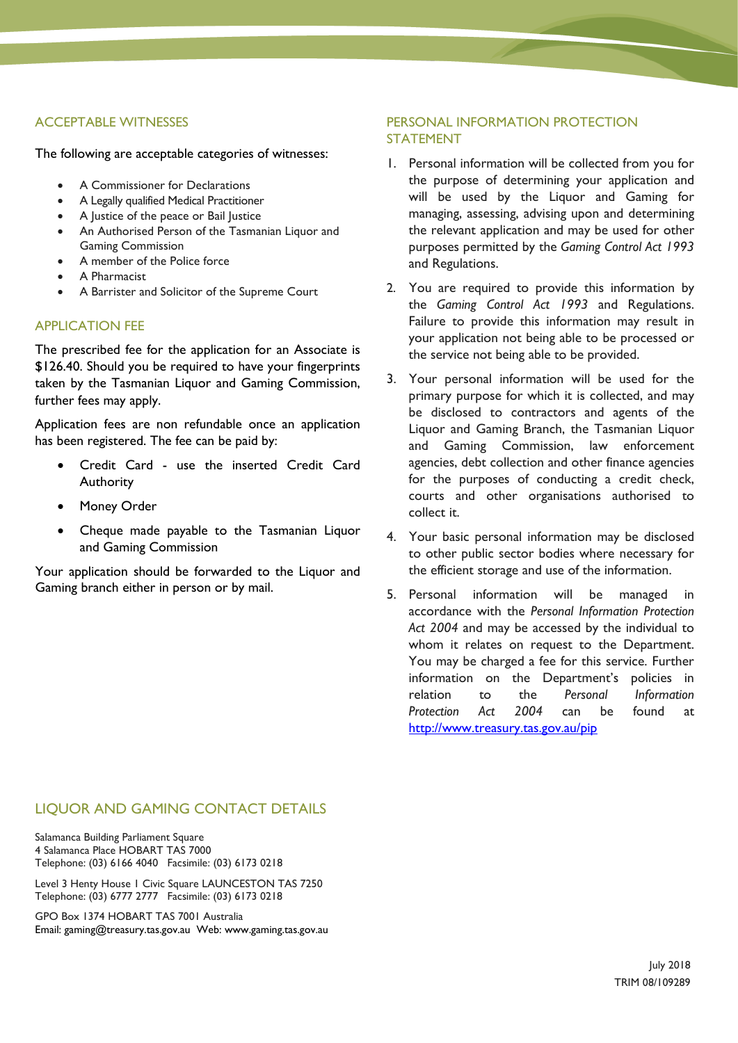## ACCEPTABLE WITNESSES

The following are acceptable categories of witnesses:

- A Commissioner for Declarations
- A Legally qualified Medical Practitioner
- A Justice of the peace or Bail Justice
- An Authorised Person of the Tasmanian Liquor and Gaming Commission
- A member of the Police force
- A Pharmacist
- A Barrister and Solicitor of the Supreme Court

## APPLICATION FEE

The prescribed fee for the application for an Associate is $126.40. Should you be required to have your fingerprints taken by the Tasmanian Liquor and Gaming Commission, further fees may apply.

Application fees are non refundable once an application has been registered. The fee can be paid by:

- Credit Card - use the inserted Credit Card Authority
- Money Order
- Cheque made payable to the Tasmanian Liquor and Gaming Commission

Your application should be forwarded to the Liquor and Gaming branch either in person or by mail.

## PERSONAL INFORMATION PROTECTION STATEMENT

1. Personal information will be collected from you for the purpose of determining your application and will be used by the Liquor and Gaming for managing, assessing, advising upon and determining the relevant application and may be used for other purposes permitted by the *Gaming Control Act 1993* and Regulations.
2. You are required to provide this information by the *Gaming Control Act 1993* and Regulations. Failure to provide this information may result in your application not being able to be processed or the service not being able to be provided.
3. Your personal information will be used for the primary purpose for which it is collected, and may be disclosed to contractors and agents of the Liquor and Gaming Branch, the Tasmanian Liquor and Gaming Commission, law enforcement agencies, debt collection and other finance agencies for the purposes of conducting a credit check, courts and other organisations authorised to collect it.
4. Your basic personal information may be disclosed to other public sector bodies where necessary for the efficient storage and use of the information.
5. Personal information will be managed in accordance with the *Personal Information Protection Act 2004* and may be accessed by the individual to whom it relates on request to the Department. You may be charged a fee for this service. Further information on the Department's policies in relation to the *Personal Information Protection Act 2004* can be found at http://www.treasury.tas.gov.au/pip

## LIQUOR AND GAMING CONTACT DETAILS

Salamanca Building Parliament Square
4 Salamanca Place HOBART TAS 7000
Telephone: (03) 6166 4040 Facsimile: (03) 6173 0218

Level 3 Henty House 1 Civic Square LAUNCESTON TAS 7250
Telephone: (03) 6777 2777 Facsimile: (03) 6173 0218

GPO Box 1374 HOBART TAS 7001 Australia
Email: gaming@treasury.tas.gov.au Web: www.gaming.tas.gov.au

July 2018
TRIM 08/109289